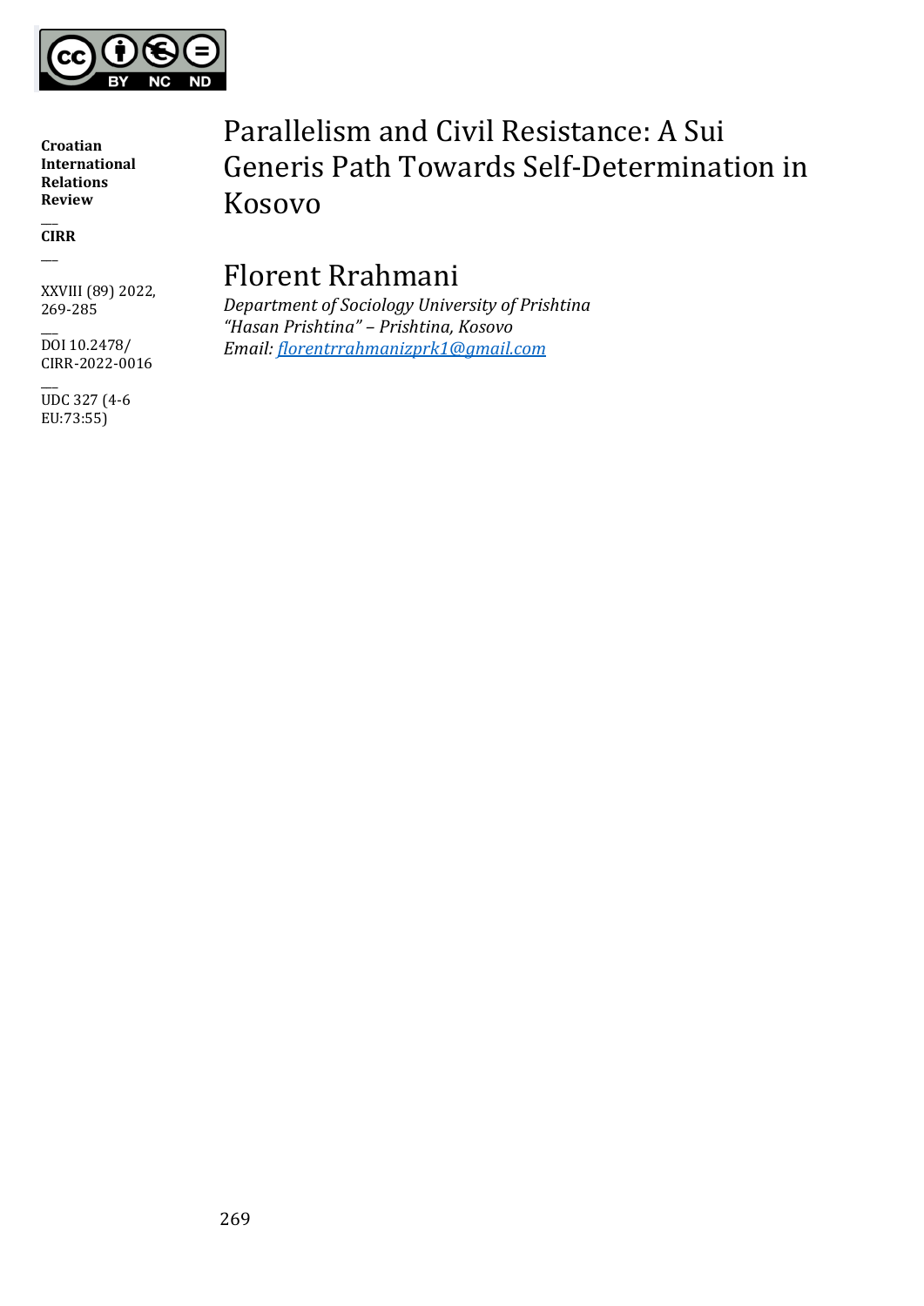**Croatian International Relations Review**

**CIRR**

XXVIII (89) 2022, 269-285

DOI 10.2478/ CIRR-2022-0016

UDC 327 (4-6 EU:73:55)

# Parallelism and Civil Resistance: A Sui Generis Path Towards Self-Determination in Kosovo

## Florent Rrahmani

*Department of Sociology University of Prishtina "Hasan Prishtina" – Prishtina, Kosovo*
*Email: florentrrahmanizprk1@gmail.com*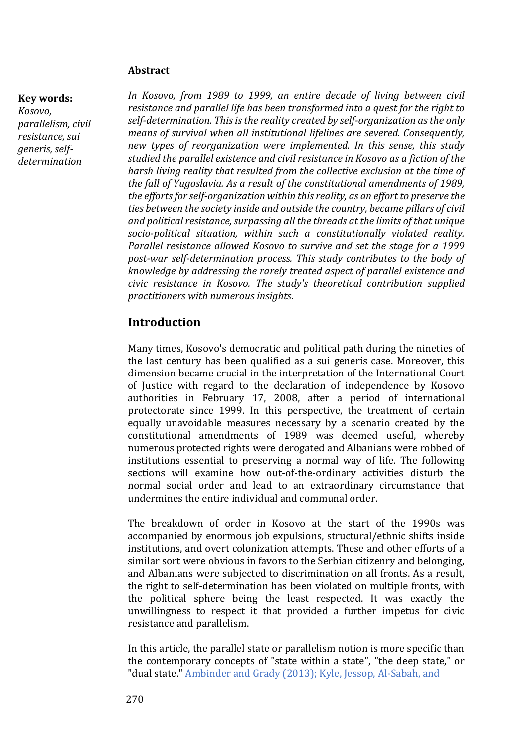## Abstract

**Key words:** *Kosovo, parallelism, civil resistance, sui generis, self-determination*

*In Kosovo, from 1989 to 1999, an entire decade of living between civil resistance and parallel life has been transformed into a quest for the right to self-determination. This is the reality created by self-organization as the only means of survival when all institutional lifelines are severed. Consequently, new types of reorganization were implemented. In this sense, this study studied the parallel existence and civil resistance in Kosovo as a fiction of the harsh living reality that resulted from the collective exclusion at the time of the fall of Yugoslavia. As a result of the constitutional amendments of 1989, the efforts for self-organization within this reality, as an effort to preserve the ties between the society inside and outside the country, became pillars of civil and political resistance, surpassing all the threads at the limits of that unique socio-political situation, within such a constitutionally violated reality. Parallel resistance allowed Kosovo to survive and set the stage for a 1999 post-war self-determination process. This study contributes to the body of knowledge by addressing the rarely treated aspect of parallel existence and civic resistance in Kosovo. The study's theoretical contribution supplied practitioners with numerous insights.*

## Introduction

Many times, Kosovo's democratic and political path during the nineties of the last century has been qualified as a sui generis case. Moreover, this dimension became crucial in the interpretation of the International Court of Justice with regard to the declaration of independence by Kosovo authorities in February 17, 2008, after a period of international protectorate since 1999. In this perspective, the treatment of certain equally unavoidable measures necessary by a scenario created by the constitutional amendments of 1989 was deemed useful, whereby numerous protected rights were derogated and Albanians were robbed of institutions essential to preserving a normal way of life. The following sections will examine how out-of-the-ordinary activities disturb the normal social order and lead to an extraordinary circumstance that undermines the entire individual and communal order.

The breakdown of order in Kosovo at the start of the 1990s was accompanied by enormous job expulsions, structural/ethnic shifts inside institutions, and overt colonization attempts. These and other efforts of a similar sort were obvious in favors to the Serbian citizenry and belonging, and Albanians were subjected to discrimination on all fronts. As a result, the right to self-determination has been violated on multiple fronts, with the political sphere being the least respected. It was exactly the unwillingness to respect it that provided a further impetus for civic resistance and parallelism.

In this article, the parallel state or parallelism notion is more specific than the contemporary concepts of "state within a state", "the deep state," or "dual state." Ambinder and Grady (2013); Kyle, Jessop, Al-Sabah, and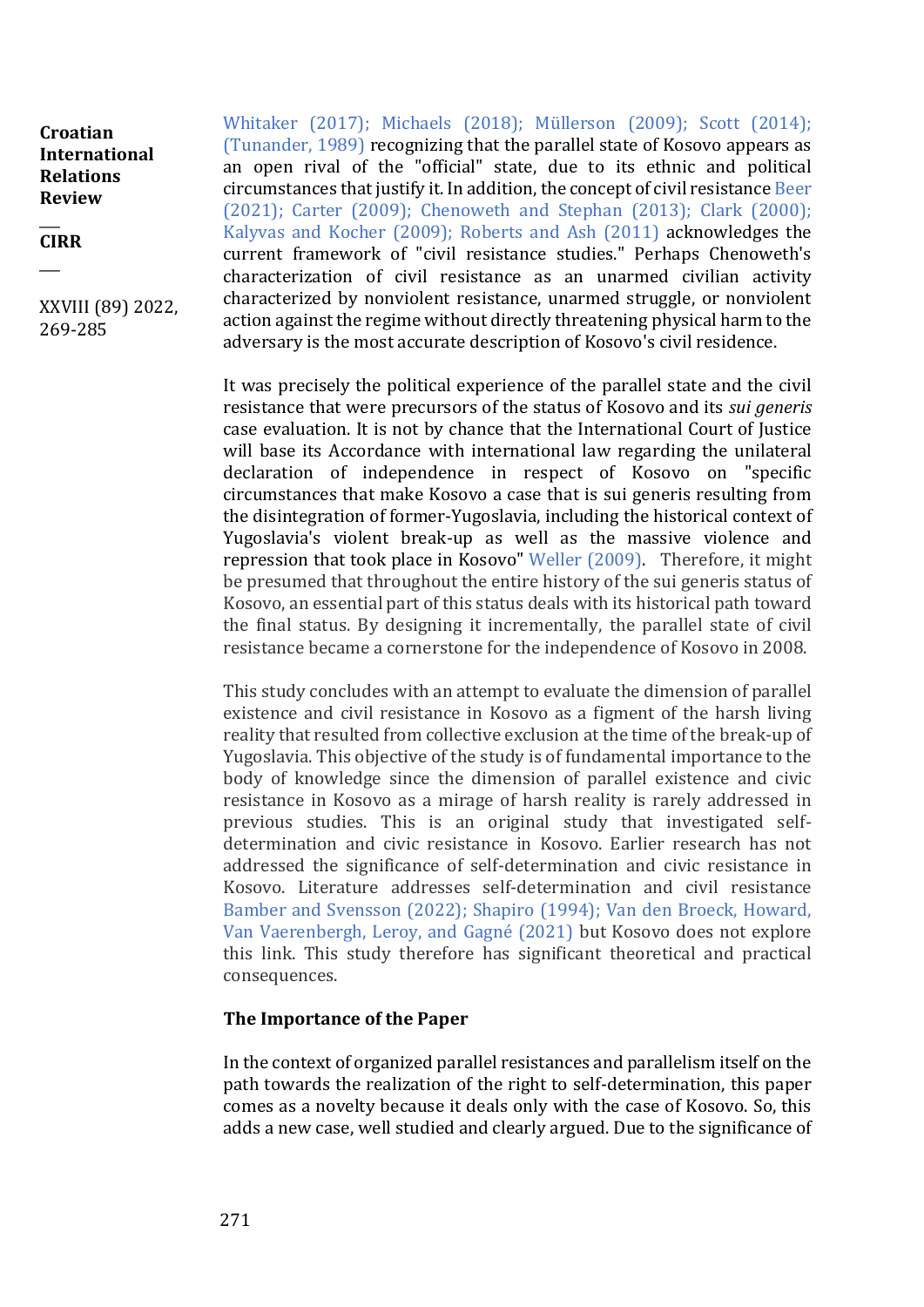Whitaker (2017); Michaels (2018); Müllerson (2009); Scott (2014); (Tunander, 1989) recognizing that the parallel state of Kosovo appears as an open rival of the "official" state, due to its ethnic and political circumstances that justify it. In addition, the concept of civil resistance Beer (2021); Carter (2009); Chenoweth and Stephan (2013); Clark (2000); Kalyvas and Kocher (2009); Roberts and Ash (2011) acknowledges the current framework of "civil resistance studies." Perhaps Chenoweth's characterization of civil resistance as an unarmed civilian activity characterized by nonviolent resistance, unarmed struggle, or nonviolent action against the regime without directly threatening physical harm to the adversary is the most accurate description of Kosovo's civil residence.

It was precisely the political experience of the parallel state and the civil resistance that were precursors of the status of Kosovo and its *sui generis* case evaluation. It is not by chance that the International Court of Justice will base its Accordance with international law regarding the unilateral declaration of independence in respect of Kosovo on "specific circumstances that make Kosovo a case that is sui generis resulting from the disintegration of former-Yugoslavia, including the historical context of Yugoslavia's violent break-up as well as the massive violence and repression that took place in Kosovo" Weller (2009). Therefore, it might be presumed that throughout the entire history of the sui generis status of Kosovo, an essential part of this status deals with its historical path toward the final status. By designing it incrementally, the parallel state of civil resistance became a cornerstone for the independence of Kosovo in 2008.

This study concludes with an attempt to evaluate the dimension of parallel existence and civil resistance in Kosovo as a figment of the harsh living reality that resulted from collective exclusion at the time of the break-up of Yugoslavia. This objective of the study is of fundamental importance to the body of knowledge since the dimension of parallel existence and civic resistance in Kosovo as a mirage of harsh reality is rarely addressed in previous studies. This is an original study that investigated self-determination and civic resistance in Kosovo. Earlier research has not addressed the significance of self-determination and civic resistance in Kosovo. Literature addresses self-determination and civil resistance Bamber and Svensson (2022); Shapiro (1994); Van den Broeck, Howard, Van Vaerenbergh, Leroy, and Gagné (2021) but Kosovo does not explore this link. This study therefore has significant theoretical and practical consequences.

### The Importance of the Paper

In the context of organized parallel resistances and parallelism itself on the path towards the realization of the right to self-determination, this paper comes as a novelty because it deals only with the case of Kosovo. So, this adds a new case, well studied and clearly argued. Due to the significance of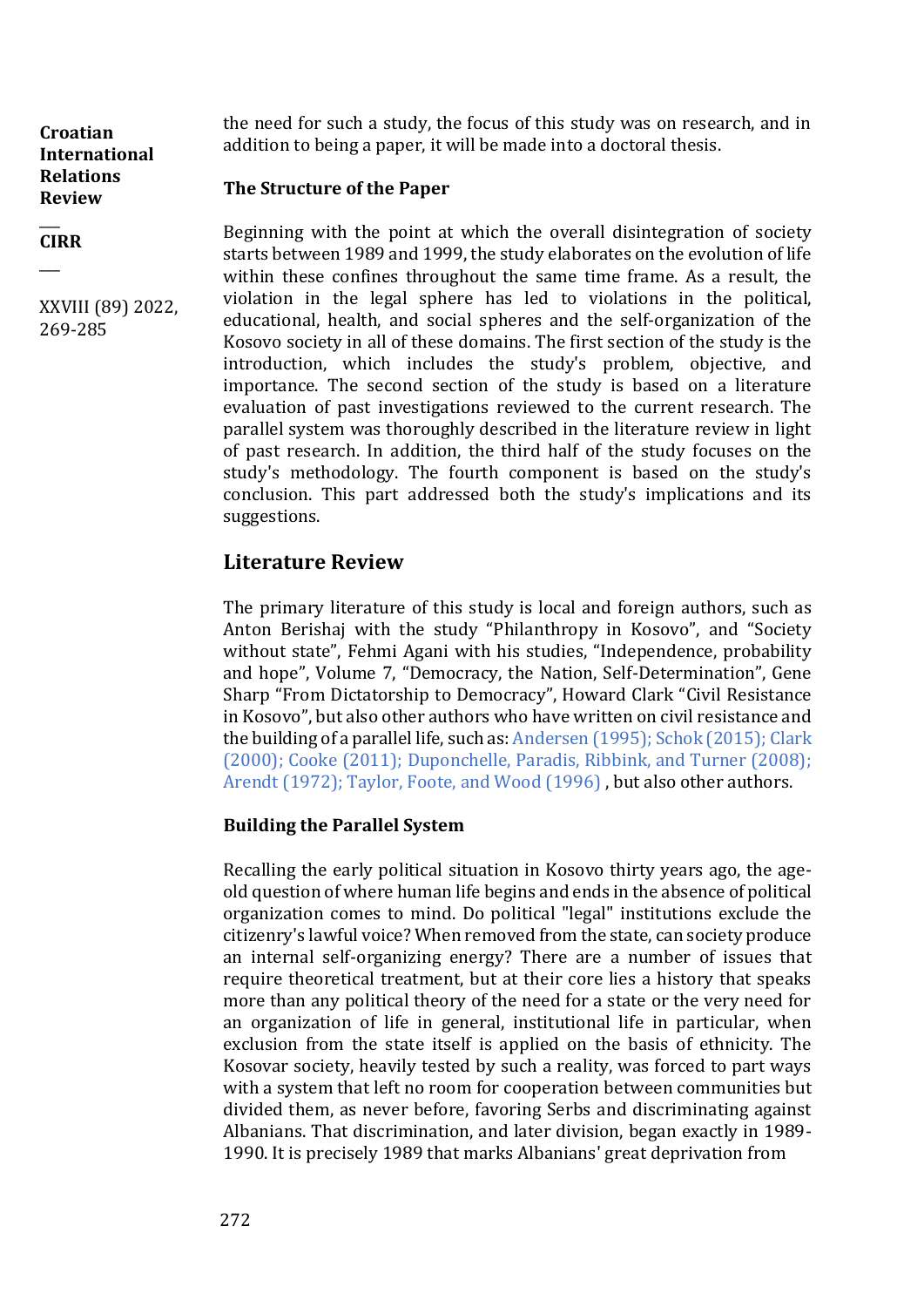the need for such a study, the focus of this study was on research, and in addition to being a paper, it will be made into a doctoral thesis.

### The Structure of the Paper

Beginning with the point at which the overall disintegration of society starts between 1989 and 1999, the study elaborates on the evolution of life within these confines throughout the same time frame. As a result, the violation in the legal sphere has led to violations in the political, educational, health, and social spheres and the self-organization of the Kosovo society in all of these domains. The first section of the study is the introduction, which includes the study's problem, objective, and importance. The second section of the study is based on a literature evaluation of past investigations reviewed to the current research. The parallel system was thoroughly described in the literature review in light of past research. In addition, the third half of the study focuses on the study's methodology. The fourth component is based on the study's conclusion. This part addressed both the study's implications and its suggestions.

## Literature Review

The primary literature of this study is local and foreign authors, such as Anton Berishaj with the study "Philanthropy in Kosovo", and "Society without state", Fehmi Agani with his studies, "Independence, probability and hope", Volume 7, "Democracy, the Nation, Self-Determination", Gene Sharp "From Dictatorship to Democracy", Howard Clark "Civil Resistance in Kosovo", but also other authors who have written on civil resistance and the building of a parallel life, such as: Andersen (1995); Schok (2015); Clark (2000); Cooke (2011); Duponchelle, Paradis, Ribbink, and Turner (2008); Arendt (1972); Taylor, Foote, and Wood (1996) , but also other authors.

### Building the Parallel System

Recalling the early political situation in Kosovo thirty years ago, the age-old question of where human life begins and ends in the absence of political organization comes to mind. Do political "legal" institutions exclude the citizenry's lawful voice? When removed from the state, can society produce an internal self-organizing energy? There are a number of issues that require theoretical treatment, but at their core lies a history that speaks more than any political theory of the need for a state or the very need for an organization of life in general, institutional life in particular, when exclusion from the state itself is applied on the basis of ethnicity. The Kosovar society, heavily tested by such a reality, was forced to part ways with a system that left no room for cooperation between communities but divided them, as never before, favoring Serbs and discriminating against Albanians. That discrimination, and later division, began exactly in 1989-1990. It is precisely 1989 that marks Albanians' great deprivation from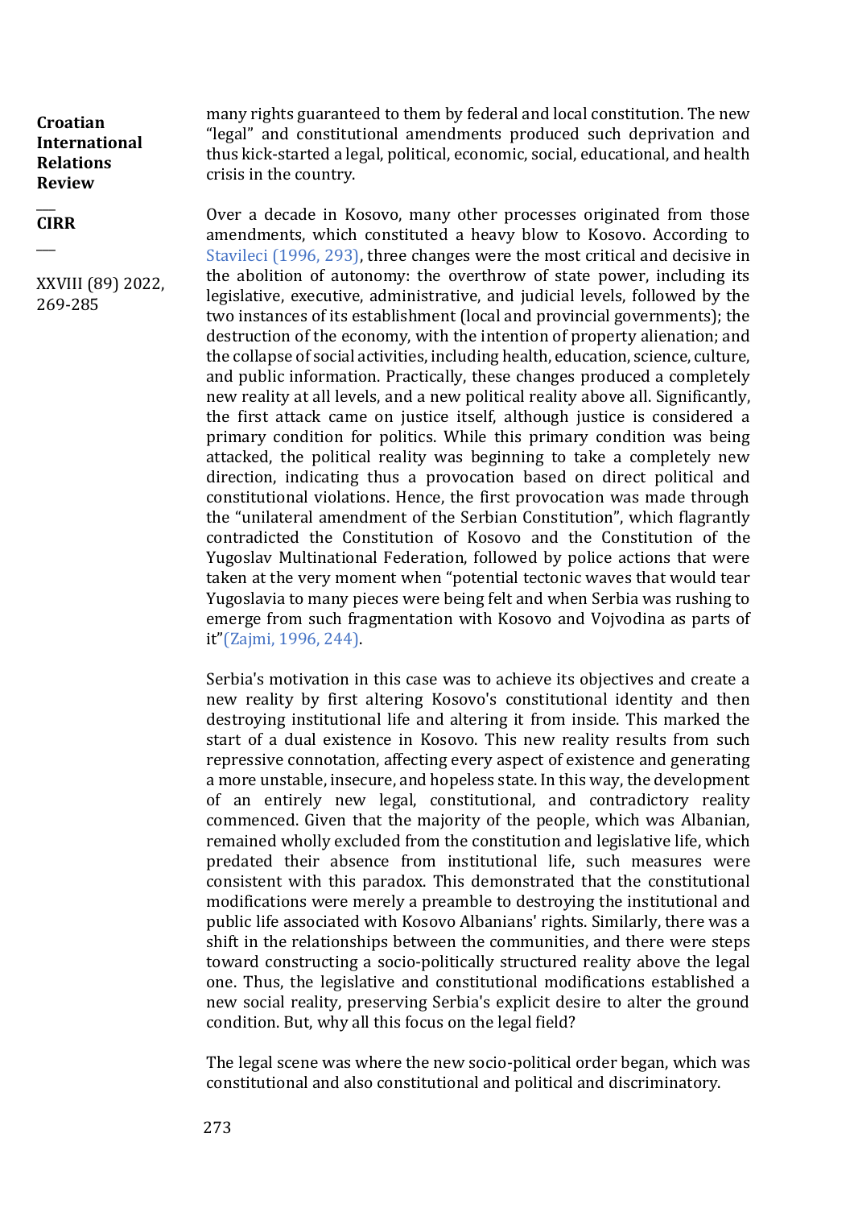many rights guaranteed to them by federal and local constitution. The new "legal" and constitutional amendments produced such deprivation and thus kick-started a legal, political, economic, social, educational, and health crisis in the country.

Over a decade in Kosovo, many other processes originated from those amendments, which constituted a heavy blow to Kosovo. According to Stavileci (1996, 293), three changes were the most critical and decisive in the abolition of autonomy: the overthrow of state power, including its legislative, executive, administrative, and judicial levels, followed by the two instances of its establishment (local and provincial governments); the destruction of the economy, with the intention of property alienation; and the collapse of social activities, including health, education, science, culture, and public information. Practically, these changes produced a completely new reality at all levels, and a new political reality above all. Significantly, the first attack came on justice itself, although justice is considered a primary condition for politics. While this primary condition was being attacked, the political reality was beginning to take a completely new direction, indicating thus a provocation based on direct political and constitutional violations. Hence, the first provocation was made through the "unilateral amendment of the Serbian Constitution", which flagrantly contradicted the Constitution of Kosovo and the Constitution of the Yugoslav Multinational Federation, followed by police actions that were taken at the very moment when "potential tectonic waves that would tear Yugoslavia to many pieces were being felt and when Serbia was rushing to emerge from such fragmentation with Kosovo and Vojvodina as parts of it"(Zajmi, 1996, 244).

Serbia's motivation in this case was to achieve its objectives and create a new reality by first altering Kosovo's constitutional identity and then destroying institutional life and altering it from inside. This marked the start of a dual existence in Kosovo. This new reality results from such repressive connotation, affecting every aspect of existence and generating a more unstable, insecure, and hopeless state. In this way, the development of an entirely new legal, constitutional, and contradictory reality commenced. Given that the majority of the people, which was Albanian, remained wholly excluded from the constitution and legislative life, which predated their absence from institutional life, such measures were consistent with this paradox. This demonstrated that the constitutional modifications were merely a preamble to destroying the institutional and public life associated with Kosovo Albanians' rights. Similarly, there was a shift in the relationships between the communities, and there were steps toward constructing a socio-politically structured reality above the legal one. Thus, the legislative and constitutional modifications established a new social reality, preserving Serbia's explicit desire to alter the ground condition. But, why all this focus on the legal field?

The legal scene was where the new socio-political order began, which was constitutional and also constitutional and political and discriminatory.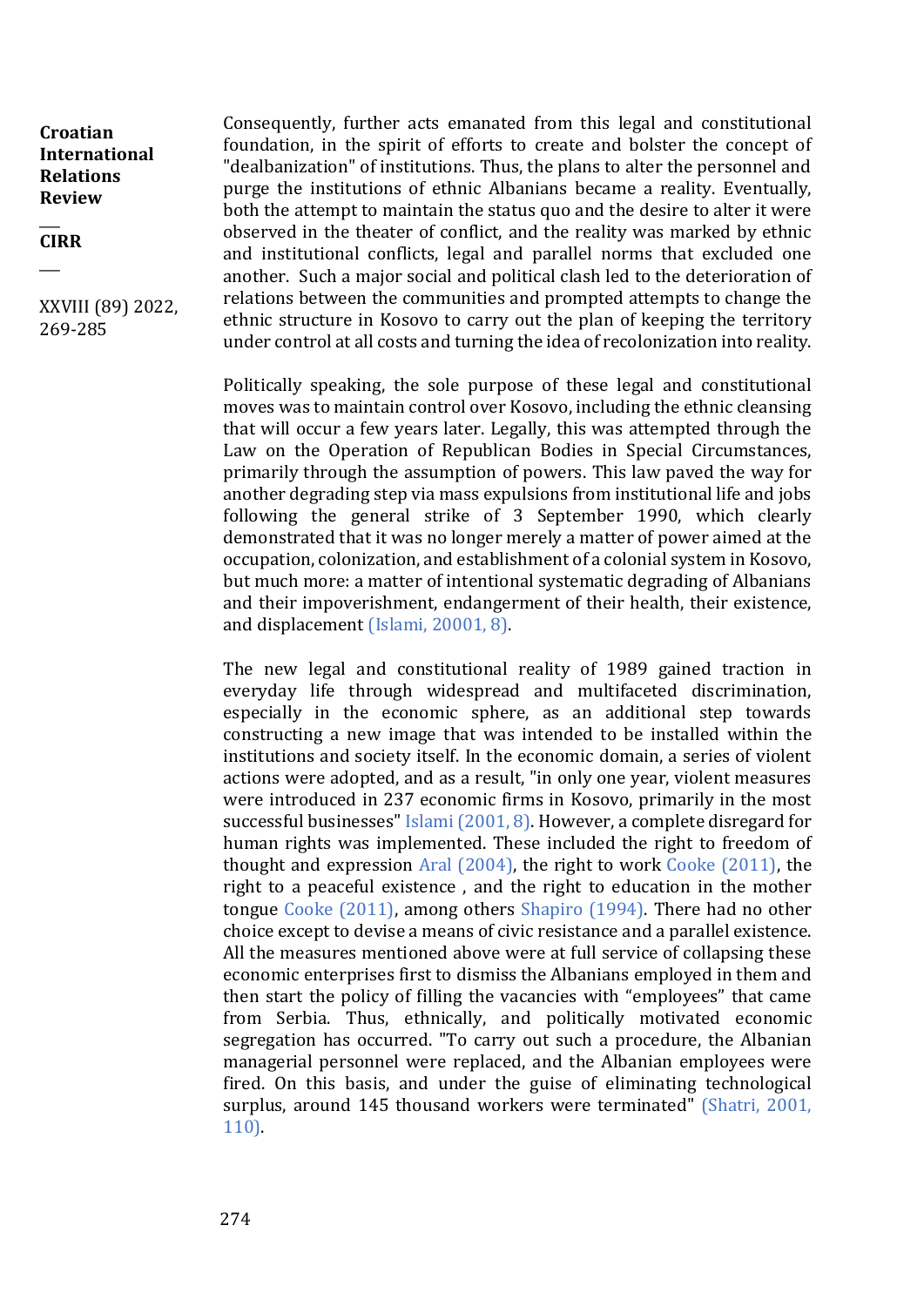Consequently, further acts emanated from this legal and constitutional foundation, in the spirit of efforts to create and bolster the concept of "dealbanization" of institutions. Thus, the plans to alter the personnel and purge the institutions of ethnic Albanians became a reality. Eventually, both the attempt to maintain the status quo and the desire to alter it were observed in the theater of conflict, and the reality was marked by ethnic and institutional conflicts, legal and parallel norms that excluded one another. Such a major social and political clash led to the deterioration of relations between the communities and prompted attempts to change the ethnic structure in Kosovo to carry out the plan of keeping the territory under control at all costs and turning the idea of recolonization into reality.

Politically speaking, the sole purpose of these legal and constitutional moves was to maintain control over Kosovo, including the ethnic cleansing that will occur a few years later. Legally, this was attempted through the Law on the Operation of Republican Bodies in Special Circumstances, primarily through the assumption of powers. This law paved the way for another degrading step via mass expulsions from institutional life and jobs following the general strike of 3 September 1990, which clearly demonstrated that it was no longer merely a matter of power aimed at the occupation, colonization, and establishment of a colonial system in Kosovo, but much more: a matter of intentional systematic degrading of Albanians and their impoverishment, endangerment of their health, their existence, and displacement (Islami, 20001, 8).

The new legal and constitutional reality of 1989 gained traction in everyday life through widespread and multifaceted discrimination, especially in the economic sphere, as an additional step towards constructing a new image that was intended to be installed within the institutions and society itself. In the economic domain, a series of violent actions were adopted, and as a result, "in only one year, violent measures were introduced in 237 economic firms in Kosovo, primarily in the most successful businesses" Islami (2001, 8). However, a complete disregard for human rights was implemented. These included the right to freedom of thought and expression Aral (2004), the right to work Cooke (2011), the right to a peaceful existence , and the right to education in the mother tongue Cooke (2011), among others Shapiro (1994). There had no other choice except to devise a means of civic resistance and a parallel existence. All the measures mentioned above were at full service of collapsing these economic enterprises first to dismiss the Albanians employed in them and then start the policy of filling the vacancies with "employees" that came from Serbia. Thus, ethnically, and politically motivated economic segregation has occurred. "To carry out such a procedure, the Albanian managerial personnel were replaced, and the Albanian employees were fired. On this basis, and under the guise of eliminating technological surplus, around 145 thousand workers were terminated" (Shatri, 2001, 110).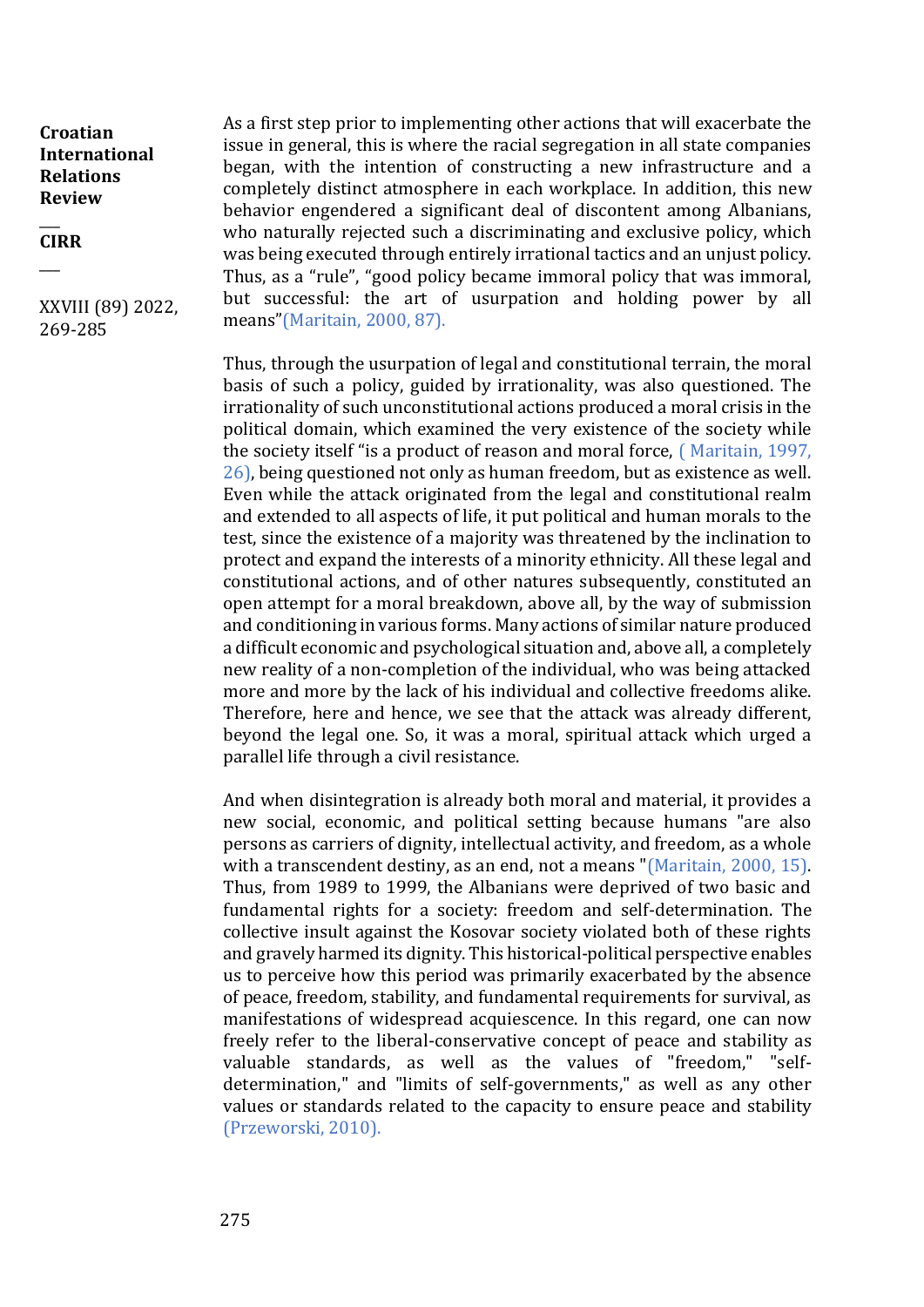As a first step prior to implementing other actions that will exacerbate the issue in general, this is where the racial segregation in all state companies began, with the intention of constructing a new infrastructure and a completely distinct atmosphere in each workplace. In addition, this new behavior engendered a significant deal of discontent among Albanians, who naturally rejected such a discriminating and exclusive policy, which was being executed through entirely irrational tactics and an unjust policy. Thus, as a "rule", "good policy became immoral policy that was immoral, but successful: the art of usurpation and holding power by all means"(Maritain, 2000, 87).

Thus, through the usurpation of legal and constitutional terrain, the moral basis of such a policy, guided by irrationality, was also questioned. The irrationality of such unconstitutional actions produced a moral crisis in the political domain, which examined the very existence of the society while the society itself "is a product of reason and moral force, ( Maritain, 1997, 26), being questioned not only as human freedom, but as existence as well. Even while the attack originated from the legal and constitutional realm and extended to all aspects of life, it put political and human morals to the test, since the existence of a majority was threatened by the inclination to protect and expand the interests of a minority ethnicity. All these legal and constitutional actions, and of other natures subsequently, constituted an open attempt for a moral breakdown, above all, by the way of submission and conditioning in various forms. Many actions of similar nature produced a difficult economic and psychological situation and, above all, a completely new reality of a non-completion of the individual, who was being attacked more and more by the lack of his individual and collective freedoms alike. Therefore, here and hence, we see that the attack was already different, beyond the legal one. So, it was a moral, spiritual attack which urged a parallel life through a civil resistance.

And when disintegration is already both moral and material, it provides a new social, economic, and political setting because humans "are also persons as carriers of dignity, intellectual activity, and freedom, as a whole with a transcendent destiny, as an end, not a means "(Maritain, 2000, 15). Thus, from 1989 to 1999, the Albanians were deprived of two basic and fundamental rights for a society: freedom and self-determination. The collective insult against the Kosovar society violated both of these rights and gravely harmed its dignity. This historical-political perspective enables us to perceive how this period was primarily exacerbated by the absence of peace, freedom, stability, and fundamental requirements for survival, as manifestations of widespread acquiescence. In this regard, one can now freely refer to the liberal-conservative concept of peace and stability as valuable standards, as well as the values of "freedom," "self-determination," and "limits of self-governments," as well as any other values or standards related to the capacity to ensure peace and stability (Przeworski, 2010).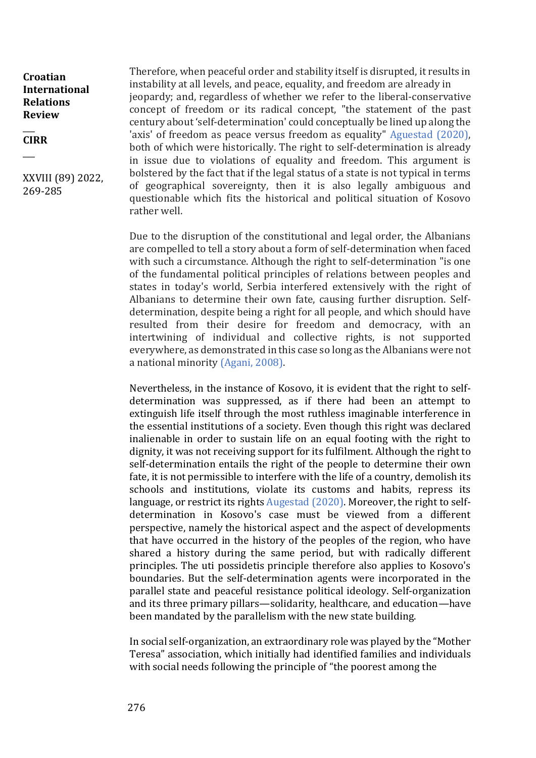Therefore, when peaceful order and stability itself is disrupted, it results in instability at all levels, and peace, equality, and freedom are already in jeopardy; and, regardless of whether we refer to the liberal-conservative concept of freedom or its radical concept, "the statement of the past century about 'self-determination' could conceptually be lined up along the 'axis' of freedom as peace versus freedom as equality" Aguestad (2020), both of which were historically. The right to self-determination is already in issue due to violations of equality and freedom. This argument is bolstered by the fact that if the legal status of a state is not typical in terms of geographical sovereignty, then it is also legally ambiguous and questionable which fits the historical and political situation of Kosovo rather well.

Due to the disruption of the constitutional and legal order, the Albanians are compelled to tell a story about a form of self-determination when faced with such a circumstance. Although the right to self-determination "is one of the fundamental political principles of relations between peoples and states in today's world, Serbia interfered extensively with the right of Albanians to determine their own fate, causing further disruption. Self-determination, despite being a right for all people, and which should have resulted from their desire for freedom and democracy, with an intertwining of individual and collective rights, is not supported everywhere, as demonstrated in this case so long as the Albanians were not a national minority (Agani, 2008).

Nevertheless, in the instance of Kosovo, it is evident that the right to self-determination was suppressed, as if there had been an attempt to extinguish life itself through the most ruthless imaginable interference in the essential institutions of a society. Even though this right was declared inalienable in order to sustain life on an equal footing with the right to dignity, it was not receiving support for its fulfilment. Although the right to self-determination entails the right of the people to determine their own fate, it is not permissible to interfere with the life of a country, demolish its schools and institutions, violate its customs and habits, repress its language, or restrict its rights Augestad (2020). Moreover, the right to self-determination in Kosovo's case must be viewed from a different perspective, namely the historical aspect and the aspect of developments that have occurred in the history of the peoples of the region, who have shared a history during the same period, but with radically different principles. The uti possidetis principle therefore also applies to Kosovo's boundaries. But the self-determination agents were incorporated in the parallel state and peaceful resistance political ideology. Self-organization and its three primary pillars—solidarity, healthcare, and education—have been mandated by the parallelism with the new state building.

In social self-organization, an extraordinary role was played by the "Mother Teresa" association, which initially had identified families and individuals with social needs following the principle of "the poorest among the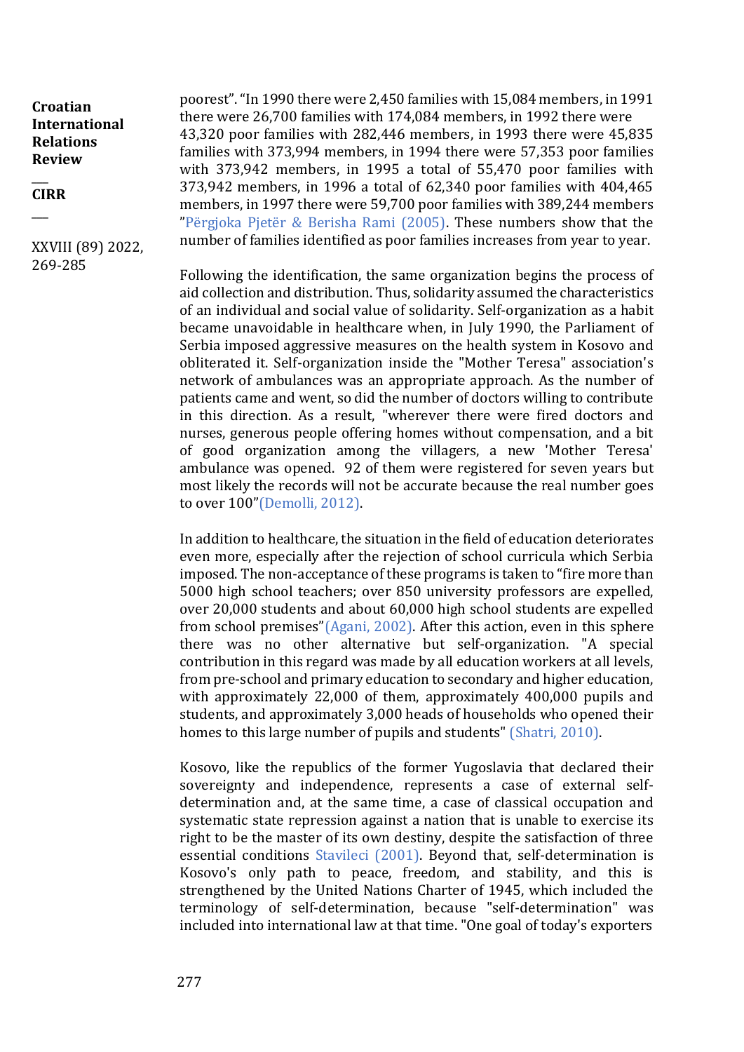poorest". "In 1990 there were 2,450 families with 15,084 members, in 1991 there were 26,700 families with 174,084 members, in 1992 there were 43,320 poor families with 282,446 members, in 1993 there were 45,835 families with 373,994 members, in 1994 there were 57,353 poor families with 373,942 members, in 1995 a total of 55,470 poor families with 373,942 members, in 1996 a total of 62,340 poor families with 404,465 members, in 1997 there were 59,700 poor families with 389,244 members "Përgjoka Pjetër & Berisha Rami (2005). These numbers show that the number of families identified as poor families increases from year to year.

Following the identification, the same organization begins the process of aid collection and distribution. Thus, solidarity assumed the characteristics of an individual and social value of solidarity. Self-organization as a habit became unavoidable in healthcare when, in July 1990, the Parliament of Serbia imposed aggressive measures on the health system in Kosovo and obliterated it. Self-organization inside the "Mother Teresa" association's network of ambulances was an appropriate approach. As the number of patients came and went, so did the number of doctors willing to contribute in this direction. As a result, "wherever there were fired doctors and nurses, generous people offering homes without compensation, and a bit of good organization among the villagers, a new 'Mother Teresa' ambulance was opened. 92 of them were registered for seven years but most likely the records will not be accurate because the real number goes to over 100"(Demolli, 2012).

In addition to healthcare, the situation in the field of education deteriorates even more, especially after the rejection of school curricula which Serbia imposed. The non-acceptance of these programs is taken to "fire more than 5000 high school teachers; over 850 university professors are expelled, over 20,000 students and about 60,000 high school students are expelled from school premises"(Agani, 2002). After this action, even in this sphere there was no other alternative but self-organization. "A special contribution in this regard was made by all education workers at all levels, from pre-school and primary education to secondary and higher education, with approximately 22,000 of them, approximately 400,000 pupils and students, and approximately 3,000 heads of households who opened their homes to this large number of pupils and students" (Shatri, 2010).

Kosovo, like the republics of the former Yugoslavia that declared their sovereignty and independence, represents a case of external self-determination and, at the same time, a case of classical occupation and systematic state repression against a nation that is unable to exercise its right to be the master of its own destiny, despite the satisfaction of three essential conditions Stavileci (2001). Beyond that, self-determination is Kosovo's only path to peace, freedom, and stability, and this is strengthened by the United Nations Charter of 1945, which included the terminology of self-determination, because "self-determination" was included into international law at that time. "One goal of today's exporters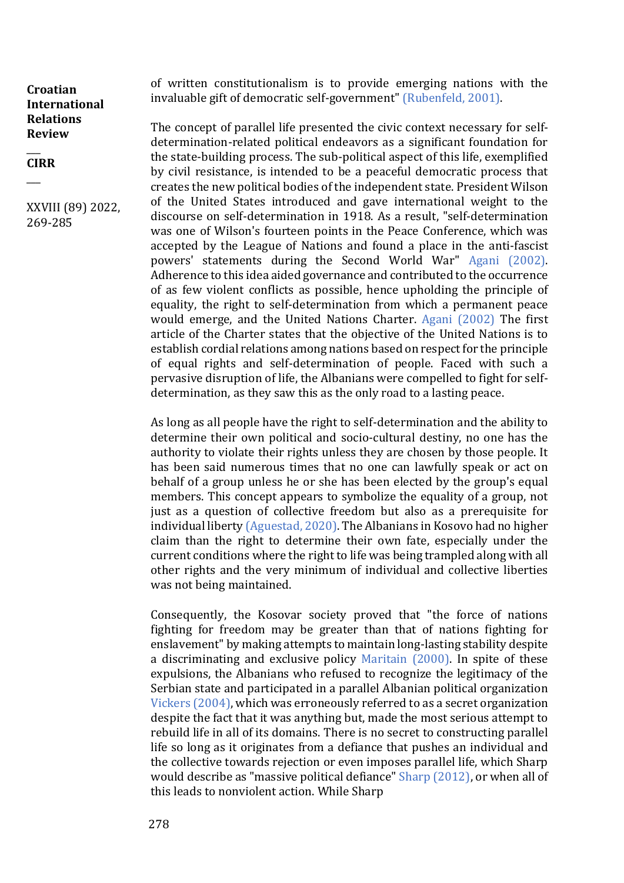of written constitutionalism is to provide emerging nations with the invaluable gift of democratic self-government" (Rubenfeld, 2001).

The concept of parallel life presented the civic context necessary for self-determination-related political endeavors as a significant foundation for the state-building process. The sub-political aspect of this life, exemplified by civil resistance, is intended to be a peaceful democratic process that creates the new political bodies of the independent state. President Wilson of the United States introduced and gave international weight to the discourse on self-determination in 1918. As a result, "self-determination was one of Wilson's fourteen points in the Peace Conference, which was accepted by the League of Nations and found a place in the anti-fascist powers' statements during the Second World War" Agani (2002). Adherence to this idea aided governance and contributed to the occurrence of as few violent conflicts as possible, hence upholding the principle of equality, the right to self-determination from which a permanent peace would emerge, and the United Nations Charter. Agani (2002) The first article of the Charter states that the objective of the United Nations is to establish cordial relations among nations based on respect for the principle of equal rights and self-determination of people. Faced with such a pervasive disruption of life, the Albanians were compelled to fight for self-determination, as they saw this as the only road to a lasting peace.

As long as all people have the right to self-determination and the ability to determine their own political and socio-cultural destiny, no one has the authority to violate their rights unless they are chosen by those people. It has been said numerous times that no one can lawfully speak or act on behalf of a group unless he or she has been elected by the group's equal members. This concept appears to symbolize the equality of a group, not just as a question of collective freedom but also as a prerequisite for individual liberty (Aguestad, 2020). The Albanians in Kosovo had no higher claim than the right to determine their own fate, especially under the current conditions where the right to life was being trampled along with all other rights and the very minimum of individual and collective liberties was not being maintained.

Consequently, the Kosovar society proved that "the force of nations fighting for freedom may be greater than that of nations fighting for enslavement" by making attempts to maintain long-lasting stability despite a discriminating and exclusive policy Maritain (2000). In spite of these expulsions, the Albanians who refused to recognize the legitimacy of the Serbian state and participated in a parallel Albanian political organization Vickers (2004), which was erroneously referred to as a secret organization despite the fact that it was anything but, made the most serious attempt to rebuild life in all of its domains. There is no secret to constructing parallel life so long as it originates from a defiance that pushes an individual and the collective towards rejection or even imposes parallel life, which Sharp would describe as "massive political defiance" Sharp (2012), or when all of this leads to nonviolent action. While Sharp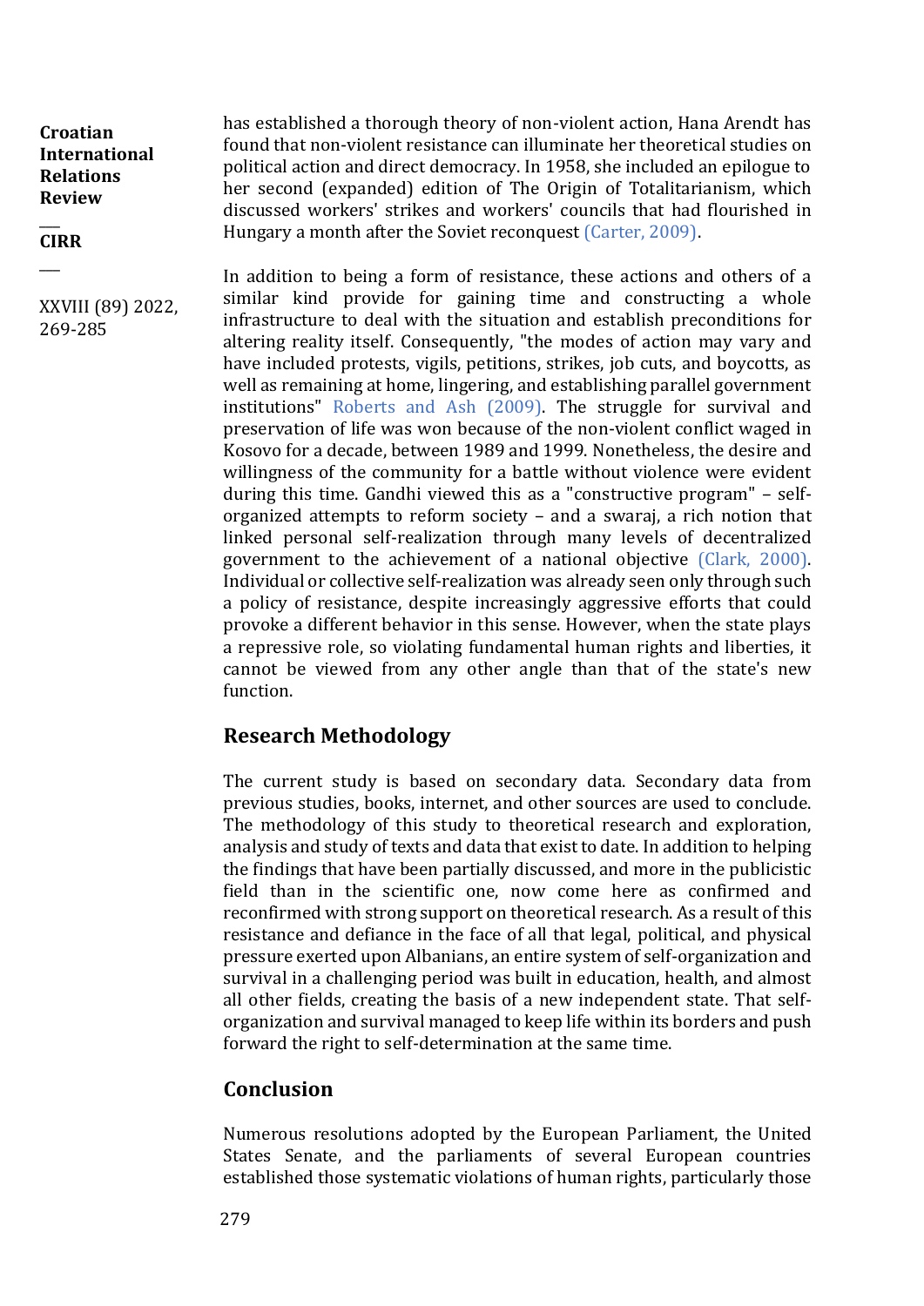has established a thorough theory of non-violent action, Hana Arendt has found that non-violent resistance can illuminate her theoretical studies on political action and direct democracy. In 1958, she included an epilogue to her second (expanded) edition of The Origin of Totalitarianism, which discussed workers' strikes and workers' councils that had flourished in Hungary a month after the Soviet reconquest (Carter, 2009).

In addition to being a form of resistance, these actions and others of a similar kind provide for gaining time and constructing a whole infrastructure to deal with the situation and establish preconditions for altering reality itself. Consequently, "the modes of action may vary and have included protests, vigils, petitions, strikes, job cuts, and boycotts, as well as remaining at home, lingering, and establishing parallel government institutions" Roberts and Ash (2009). The struggle for survival and preservation of life was won because of the non-violent conflict waged in Kosovo for a decade, between 1989 and 1999. Nonetheless, the desire and willingness of the community for a battle without violence were evident during this time. Gandhi viewed this as a "constructive program" – self-organized attempts to reform society – and a swaraj, a rich notion that linked personal self-realization through many levels of decentralized government to the achievement of a national objective (Clark, 2000). Individual or collective self-realization was already seen only through such a policy of resistance, despite increasingly aggressive efforts that could provoke a different behavior in this sense. However, when the state plays a repressive role, so violating fundamental human rights and liberties, it cannot be viewed from any other angle than that of the state's new function.

## Research Methodology

The current study is based on secondary data. Secondary data from previous studies, books, internet, and other sources are used to conclude. The methodology of this study to theoretical research and exploration, analysis and study of texts and data that exist to date. In addition to helping the findings that have been partially discussed, and more in the publicistic field than in the scientific one, now come here as confirmed and reconfirmed with strong support on theoretical research. As a result of this resistance and defiance in the face of all that legal, political, and physical pressure exerted upon Albanians, an entire system of self-organization and survival in a challenging period was built in education, health, and almost all other fields, creating the basis of a new independent state. That self-organization and survival managed to keep life within its borders and push forward the right to self-determination at the same time.

## Conclusion

Numerous resolutions adopted by the European Parliament, the United States Senate, and the parliaments of several European countries established those systematic violations of human rights, particularly those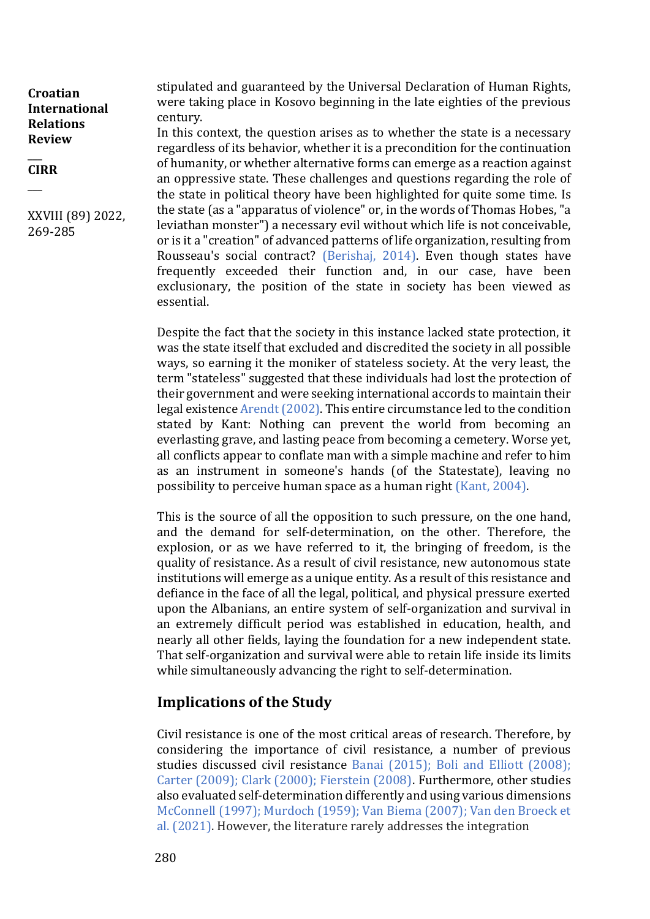stipulated and guaranteed by the Universal Declaration of Human Rights, were taking place in Kosovo beginning in the late eighties of the previous century.
In this context, the question arises as to whether the state is a necessary regardless of its behavior, whether it is a precondition for the continuation of humanity, or whether alternative forms can emerge as a reaction against an oppressive state. These challenges and questions regarding the role of the state in political theory have been highlighted for quite some time. Is the state (as a "apparatus of violence" or, in the words of Thomas Hobes, "a leviathan monster") a necessary evil without which life is not conceivable, or is it a "creation" of advanced patterns of life organization, resulting from Rousseau's social contract? (Berishaj, 2014). Even though states have frequently exceeded their function and, in our case, have been exclusionary, the position of the state in society has been viewed as essential.

Despite the fact that the society in this instance lacked state protection, it was the state itself that excluded and discredited the society in all possible ways, so earning it the moniker of stateless society. At the very least, the term "stateless" suggested that these individuals had lost the protection of their government and were seeking international accords to maintain their legal existence Arendt (2002). This entire circumstance led to the condition stated by Kant: Nothing can prevent the world from becoming an everlasting grave, and lasting peace from becoming a cemetery. Worse yet, all conflicts appear to conflate man with a simple machine and refer to him as an instrument in someone's hands (of the Statestate), leaving no possibility to perceive human space as a human right (Kant, 2004).

This is the source of all the opposition to such pressure, on the one hand, and the demand for self-determination, on the other. Therefore, the explosion, or as we have referred to it, the bringing of freedom, is the quality of resistance. As a result of civil resistance, new autonomous state institutions will emerge as a unique entity. As a result of this resistance and defiance in the face of all the legal, political, and physical pressure exerted upon the Albanians, an entire system of self-organization and survival in an extremely difficult period was established in education, health, and nearly all other fields, laying the foundation for a new independent state. That self-organization and survival were able to retain life inside its limits while simultaneously advancing the right to self-determination.

## Implications of the Study

Civil resistance is one of the most critical areas of research. Therefore, by considering the importance of civil resistance, a number of previous studies discussed civil resistance Banai (2015); Boli and Elliott (2008); Carter (2009); Clark (2000); Fierstein (2008). Furthermore, other studies also evaluated self-determination differently and using various dimensions McConnell (1997); Murdoch (1959); Van Biema (2007); Van den Broeck et al. (2021). However, the literature rarely addresses the integration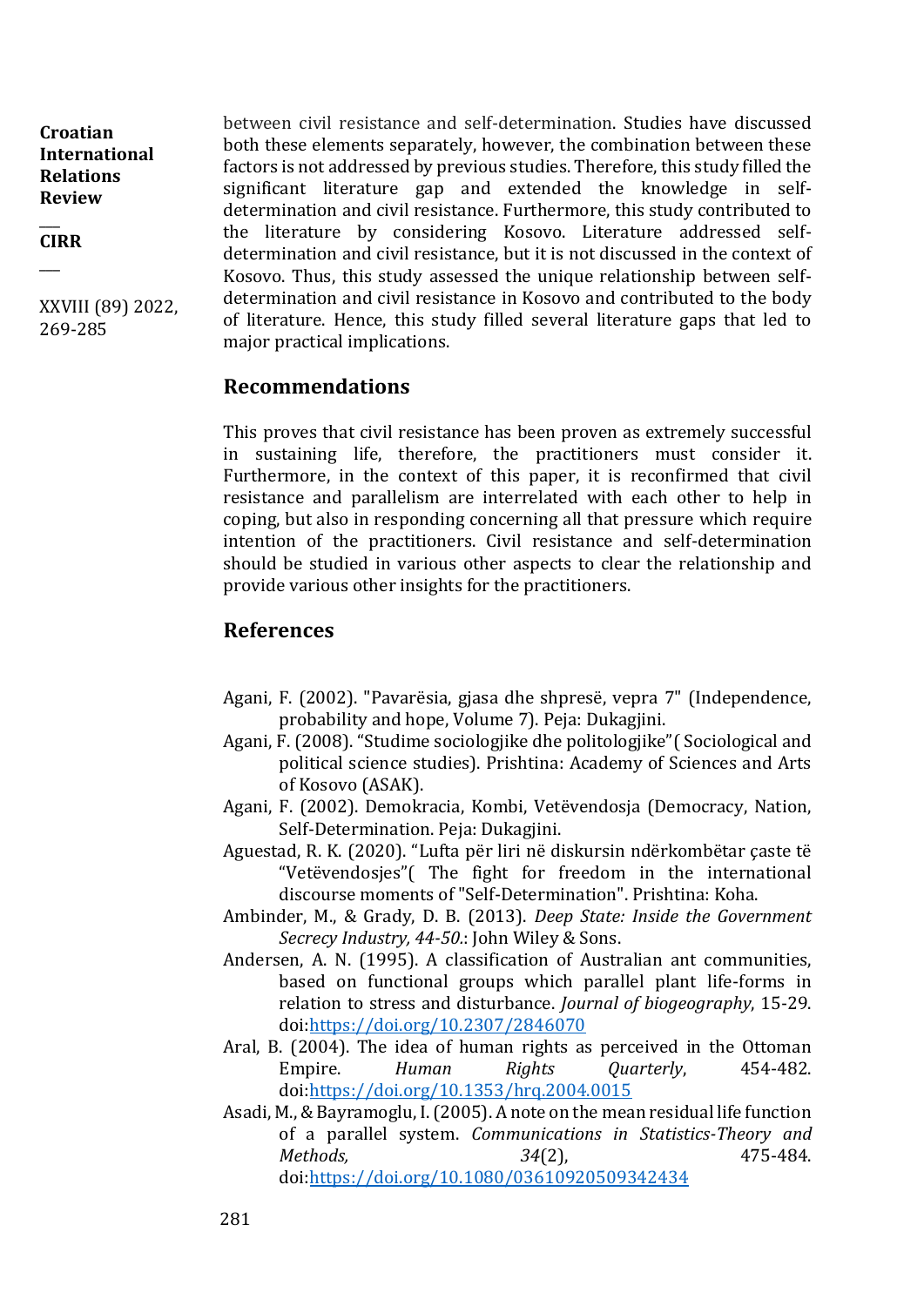between civil resistance and self-determination. Studies have discussed both these elements separately, however, the combination between these factors is not addressed by previous studies. Therefore, this study filled the significant literature gap and extended the knowledge in self-determination and civil resistance. Furthermore, this study contributed to the literature by considering Kosovo. Literature addressed self-determination and civil resistance, but it is not discussed in the context of Kosovo. Thus, this study assessed the unique relationship between self-determination and civil resistance in Kosovo and contributed to the body of literature. Hence, this study filled several literature gaps that led to major practical implications.

## Recommendations

This proves that civil resistance has been proven as extremely successful in sustaining life, therefore, the practitioners must consider it. Furthermore, in the context of this paper, it is reconfirmed that civil resistance and parallelism are interrelated with each other to help in coping, but also in responding concerning all that pressure which require intention of the practitioners. Civil resistance and self-determination should be studied in various other aspects to clear the relationship and provide various other insights for the practitioners.

## References

Agani, F. (2002). "Pavarësia, gjasa dhe shpresë, vepra 7" (Independence, probability and hope, Volume 7). Peja: Dukagjini.

Agani, F. (2008). "Studime sociologjike dhe politologjike"( Sociological and political science studies). Prishtina: Academy of Sciences and Arts of Kosovo (ASAK).

Agani, F. (2002). Demokracia, Kombi, Vetëvendosja (Democracy, Nation, Self-Determination. Peja: Dukagjini.

Aguestad, R. K. (2020). "Lufta për liri në diskursin ndërkombëtar çaste të "Vetëvendosjes"( The fight for freedom in the international discourse moments of "Self-Determination". Prishtina: Koha.

Ambinder, M., & Grady, D. B. (2013). *Deep State: Inside the Government Secrecy Industry, 44-50.*: John Wiley & Sons.

Andersen, A. N. (1995). A classification of Australian ant communities, based on functional groups which parallel plant life-forms in relation to stress and disturbance. *Journal of biogeography*, 15-29. doi:https://doi.org/10.2307/2846070

Aral, B. (2004). The idea of human rights as perceived in the Ottoman Empire. *Human Rights Quarterly*, 454-482. doi:https://doi.org/10.1353/hrq.2004.0015

Asadi, M., & Bayramoglu, I. (2005). A note on the mean residual life function of a parallel system. *Communications in Statistics-Theory and Methods, 34*(2), 475-484. doi:https://doi.org/10.1080/03610920509342434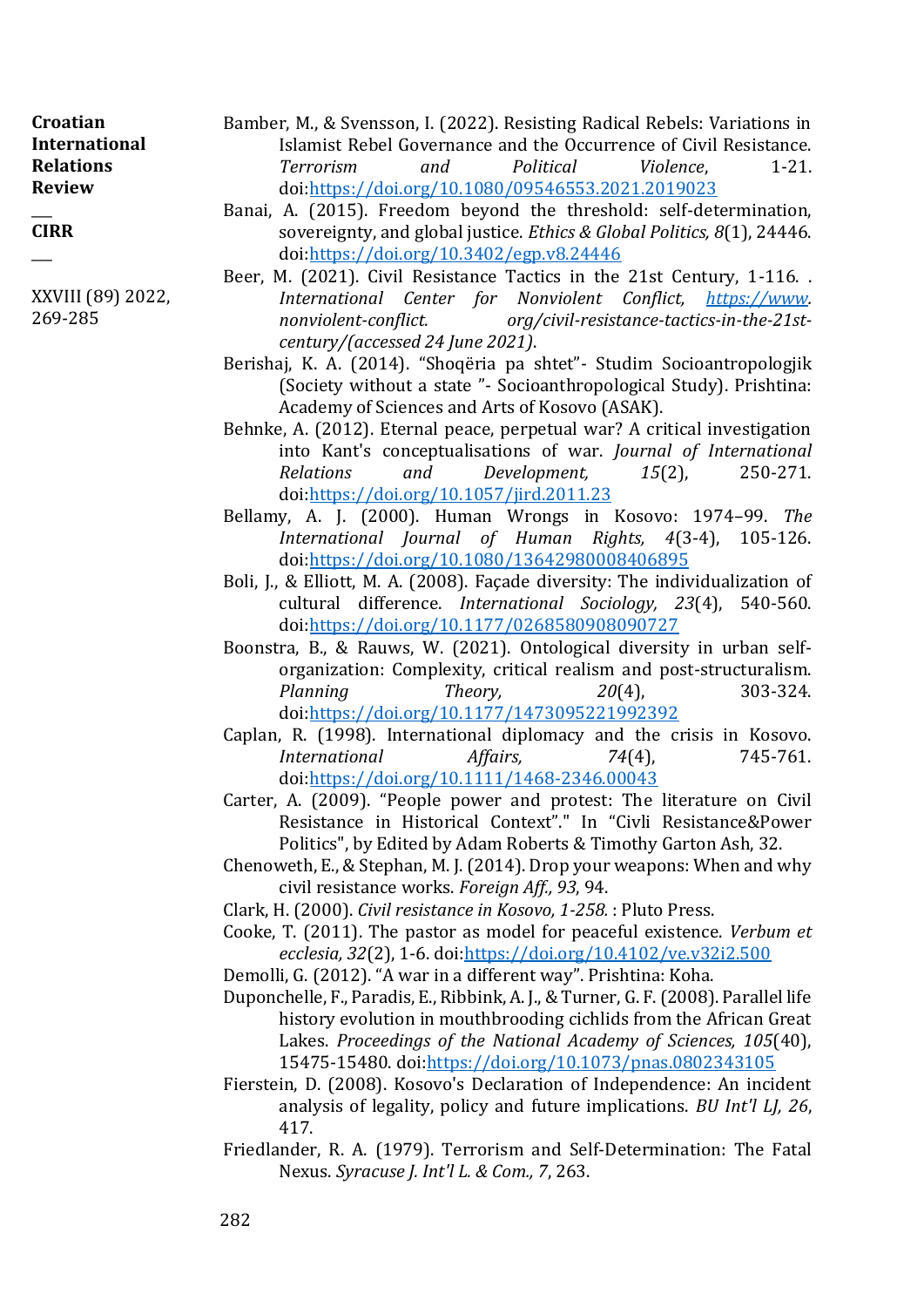Bamber, M., & Svensson, I. (2022). Resisting Radical Rebels: Variations in Islamist Rebel Governance and the Occurrence of Civil Resistance. *Terrorism and Political Violence*, 1-21. doi:https://doi.org/10.1080/09546553.2021.2019023

Banai, A. (2015). Freedom beyond the threshold: self-determination, sovereignty, and global justice. *Ethics & Global Politics, 8*(1), 24446. doi:https://doi.org/10.3402/egp.v8.24446

Beer, M. (2021). Civil Resistance Tactics in the 21st Century, 1-116. . *International Center for Nonviolent Conflict, https://www. nonviolent-conflict. org/civil-resistance-tactics-in-the-21st-century/(accessed 24 June 2021)*.

Berishaj, K. A. (2014). "Shoqëria pa shtet"- Studim Socioantropologjik (Society without a state "- Socioanthropological Study). Prishtina: Academy of Sciences and Arts of Kosovo (ASAK).

Behnke, A. (2012). Eternal peace, perpetual war? A critical investigation into Kant's conceptualisations of war. *Journal of International Relations and Development, 15*(2), 250-271. doi:https://doi.org/10.1057/jird.2011.23

Bellamy, A. J. (2000). Human Wrongs in Kosovo: 1974–99. *The International Journal of Human Rights, 4*(3-4), 105-126. doi:https://doi.org/10.1080/13642980008406895

Boli, J., & Elliott, M. A. (2008). Façade diversity: The individualization of cultural difference. *International Sociology, 23*(4), 540-560. doi:https://doi.org/10.1177/0268580908090727

Boonstra, B., & Rauws, W. (2021). Ontological diversity in urban self-organization: Complexity, critical realism and post-structuralism. *Planning Theory, 20*(4), 303-324. doi:https://doi.org/10.1177/1473095221992392

Caplan, R. (1998). International diplomacy and the crisis in Kosovo. *International Affairs, 74*(4), 745-761. doi:https://doi.org/10.1111/1468-2346.00043

Carter, A. (2009). "People power and protest: The literature on Civil Resistance in Historical Context"." In "Civli Resistance&Power Politics", by Edited by Adam Roberts & Timothy Garton Ash, 32.

Chenoweth, E., & Stephan, M. J. (2014). Drop your weapons: When and why civil resistance works. *Foreign Aff., 93*, 94.

Clark, H. (2000). *Civil resistance in Kosovo, 1-258.* : Pluto Press.

Cooke, T. (2011). The pastor as model for peaceful existence. *Verbum et ecclesia, 32*(2), 1-6. doi:https://doi.org/10.4102/ve.v32i2.500

Demolli, G. (2012). "A war in a different way". Prishtina: Koha.

Duponchelle, F., Paradis, E., Ribbink, A. J., & Turner, G. F. (2008). Parallel life history evolution in mouthbrooding cichlids from the African Great Lakes. *Proceedings of the National Academy of Sciences, 105*(40), 15475-15480. doi:https://doi.org/10.1073/pnas.0802343105

Fierstein, D. (2008). Kosovo's Declaration of Independence: An incident analysis of legality, policy and future implications. *BU Int'l LJ, 26*, 417.

Friedlander, R. A. (1979). Terrorism and Self-Determination: The Fatal Nexus. *Syracuse J. Int'l L. & Com., 7*, 263.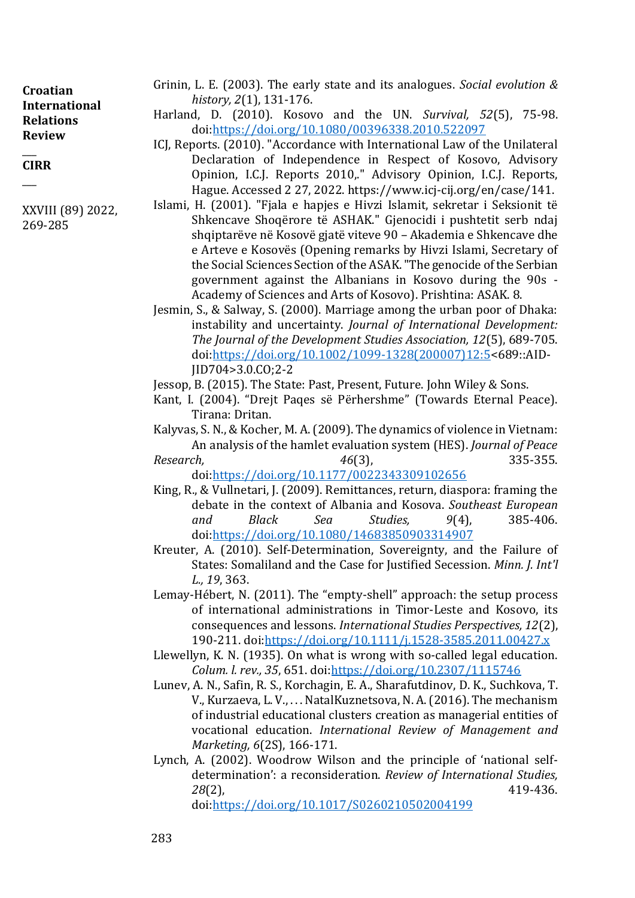Grinin, L. E. (2003). The early state and its analogues. *Social evolution & history, 2*(1), 131-176.

Harland, D. (2010). Kosovo and the UN. *Survival, 52*(5), 75-98. doi:https://doi.org/10.1080/00396338.2010.522097

ICJ, Reports. (2010). "Accordance with International Law of the Unilateral Declaration of Independence in Respect of Kosovo, Advisory Opinion, I.C.J. Reports 2010,." Advisory Opinion, I.C.J. Reports, Hague. Accessed 2 27, 2022. https://www.icj-cij.org/en/case/141.

Islami, H. (2001). "Fjala e hapjes e Hivzi Islamit, sekretar i Seksionit të Shkencave Shoqërore të ASHAK." Gjenocidi i pushtetit serb ndaj shqiptarëve në Kosovë gjatë viteve 90 – Akademia e Shkencave dhe e Arteve e Kosovës (Opening remarks by Hivzi Islami, Secretary of the Social Sciences Section of the ASAK. "The genocide of the Serbian government against the Albanians in Kosovo during the 90s - Academy of Sciences and Arts of Kosovo). Prishtina: ASAK. 8.

Jesmin, S., & Salway, S. (2000). Marriage among the urban poor of Dhaka: instability and uncertainty. *Journal of International Development: The Journal of the Development Studies Association, 12*(5), 689-705. doi:https://doi.org/10.1002/1099-1328(200007)12:5<689::AID-JID704>3.0.CO;2-2

Jessop, B. (2015). The State: Past, Present, Future. John Wiley & Sons.

Kant, I. (2004). "Drejt Paqes së Përhershme" (Towards Eternal Peace). Tirana: Dritan.

Kalyvas, S. N., & Kocher, M. A. (2009). The dynamics of violence in Vietnam: An analysis of the hamlet evaluation system (HES). *Journal of Peace Research, 46*(3), 335-355. doi:https://doi.org/10.1177/0022343309102656

King, R., & Vullnetari, J. (2009). Remittances, return, diaspora: framing the debate in the context of Albania and Kosova. *Southeast European and Black Sea Studies, 9*(4), 385-406. doi:https://doi.org/10.1080/14683850903314907

Kreuter, A. (2010). Self-Determination, Sovereignty, and the Failure of States: Somaliland and the Case for Justified Secession. *Minn. J. Int'l L., 19*, 363.

Lemay-Hébert, N. (2011). The "empty-shell" approach: the setup process of international administrations in Timor-Leste and Kosovo, its consequences and lessons. *International Studies Perspectives, 12*(2), 190-211. doi:https://doi.org/10.1111/j.1528-3585.2011.00427.x

Llewellyn, K. N. (1935). On what is wrong with so-called legal education. *Colum. l. rev., 35*, 651. doi:https://doi.org/10.2307/1115746

Lunev, A. N., Safin, R. S., Korchagin, E. A., Sharafutdinov, D. K., Suchkova, T. V., Kurzaeva, L. V., . . . NatalKuznetsova, N. A. (2016). The mechanism of industrial educational clusters creation as managerial entities of vocational education. *International Review of Management and Marketing, 6*(2S), 166-171.

Lynch, A. (2002). Woodrow Wilson and the principle of 'national self-determination': a reconsideration. *Review of International Studies, 28*(2), 419-436. doi:https://doi.org/10.1017/S0260210502004199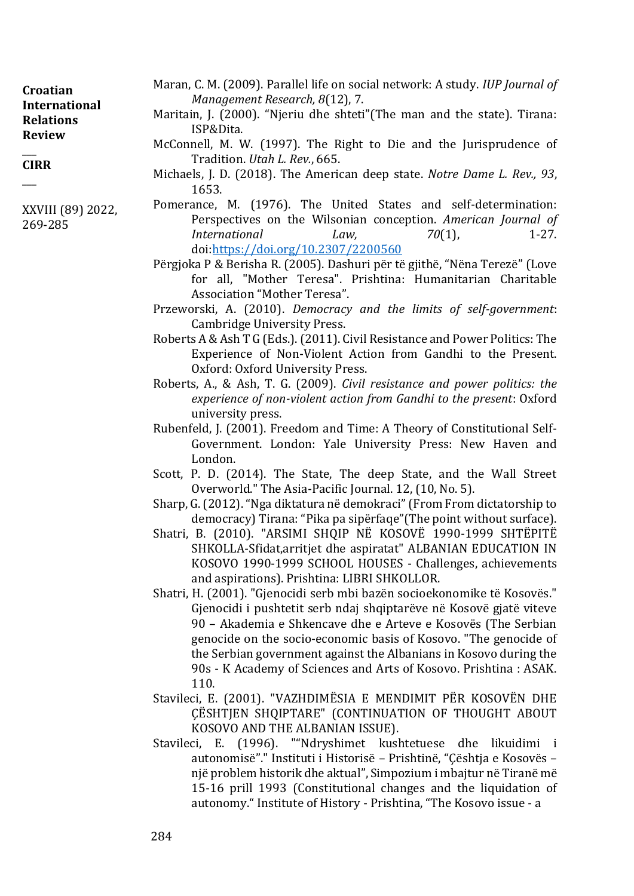Maran, C. M. (2009). Parallel life on social network: A study. *IUP Journal of Management Research, 8*(12), 7.

Maritain, J. (2000). "Njeriu dhe shteti"(The man and the state). Tirana: ISP&Dita.

McConnell, M. W. (1997). The Right to Die and the Jurisprudence of Tradition. *Utah L. Rev.*, 665.

Michaels, J. D. (2018). The American deep state. *Notre Dame L. Rev., 93*, 1653.

Pomerance, M. (1976). The United States and self-determination: Perspectives on the Wilsonian conception. *American Journal of International Law, 70*(1), 1-27. doi:https://doi.org/10.2307/2200560

Përgjoka P & Berisha R. (2005). Dashuri për të gjithë, "Nëna Terezë" (Love for all, "Mother Teresa". Prishtina: Humanitarian Charitable Association "Mother Teresa".

Przeworski, A. (2010). *Democracy and the limits of self-government*: Cambridge University Press.

Roberts A & Ash T G (Eds.). (2011). Civil Resistance and Power Politics: The Experience of Non-Violent Action from Gandhi to the Present. Oxford: Oxford University Press.

Roberts, A., & Ash, T. G. (2009). *Civil resistance and power politics: the experience of non-violent action from Gandhi to the present*: Oxford university press.

Rubenfeld, J. (2001). Freedom and Time: A Theory of Constitutional Self-Government. London: Yale University Press: New Haven and London.

Scott, P. D. (2014). The State, The deep State, and the Wall Street Overworld." The Asia-Pacific Journal. 12, (10, No. 5).

Sharp, G. (2012). "Nga diktatura në demokraci" (From From dictatorship to democracy) Tirana: "Pika pa sipërfaqe"(The point without surface).

Shatri, B. (2010). "ARSIMI SHQIP NË KOSOVË 1990-1999 SHTËPITË SHKOLLA-Sfidat,arritjet dhe aspiratat" ALBANIAN EDUCATION IN KOSOVO 1990-1999 SCHOOL HOUSES - Challenges, achievements and aspirations). Prishtina: LIBRI SHKOLLOR.

Shatri, H. (2001). "Gjenocidi serb mbi bazën socioekonomike të Kosovës." Gjenocidi i pushtetit serb ndaj shqiptarëve në Kosovë gjatë viteve 90 – Akademia e Shkencave dhe e Arteve e Kosovës (The Serbian genocide on the socio-economic basis of Kosovo. "The genocide of the Serbian government against the Albanians in Kosovo during the 90s - K Academy of Sciences and Arts of Kosovo. Prishtina : ASAK. 110.

Stavileci, E. (2001). "VAZHDIMËSIA E MENDIMIT PËR KOSOVËN DHE ÇËSHTJEN SHQIPTARE" (CONTINUATION OF THOUGHT ABOUT KOSOVO AND THE ALBANIAN ISSUE).

Stavileci, E. (1996). ""Ndryshimet kushtetuese dhe likuidimi i autonomisë"." Instituti i Historisë – Prishtinë, "Çështja e Kosovës – një problem historik dhe aktual", Simpozium i mbajtur në Tiranë më 15-16 prill 1993 (Constitutional changes and the liquidation of autonomy." Institute of History - Prishtina, "The Kosovo issue - a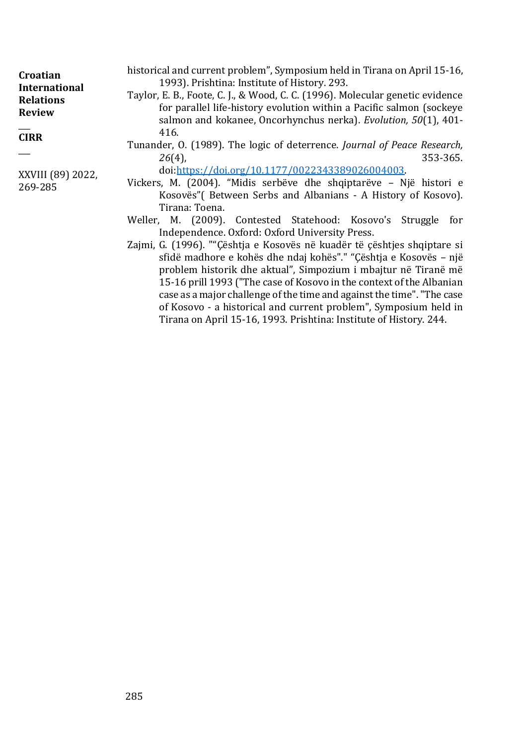historical and current problem", Symposium held in Tirana on April 15-16, 1993). Prishtina: Institute of History. 293.

Taylor, E. B., Foote, C. J., & Wood, C. C. (1996). Molecular genetic evidence for parallel life-history evolution within a Pacific salmon (sockeye salmon and kokanee, Oncorhynchus nerka). *Evolution, 50*(1), 401-416.

Tunander, O. (1989). The logic of deterrence. *Journal of Peace Research, 26*(4), 353-365. doi:https://doi.org/10.1177/0022343389026004003.

Vickers, M. (2004). "Midis serbëve dhe shqiptarëve – Një histori e Kosovës"( Between Serbs and Albanians - A History of Kosovo). Tirana: Toena.

Weller, M. (2009). Contested Statehood: Kosovo's Struggle for Independence. Oxford: Oxford University Press.

Zajmi, G. (1996). ""Çështja e Kosovës në kuadër të çështjes shqiptare si sfidë madhore e kohës dhe ndaj kohës"." "Çështja e Kosovës – një problem historik dhe aktual", Simpozium i mbajtur në Tiranë më 15-16 prill 1993 ("The case of Kosovo in the context of the Albanian case as a major challenge of the time and against the time". "The case of Kosovo - a historical and current problem", Symposium held in Tirana on April 15-16, 1993. Prishtina: Institute of History. 244.